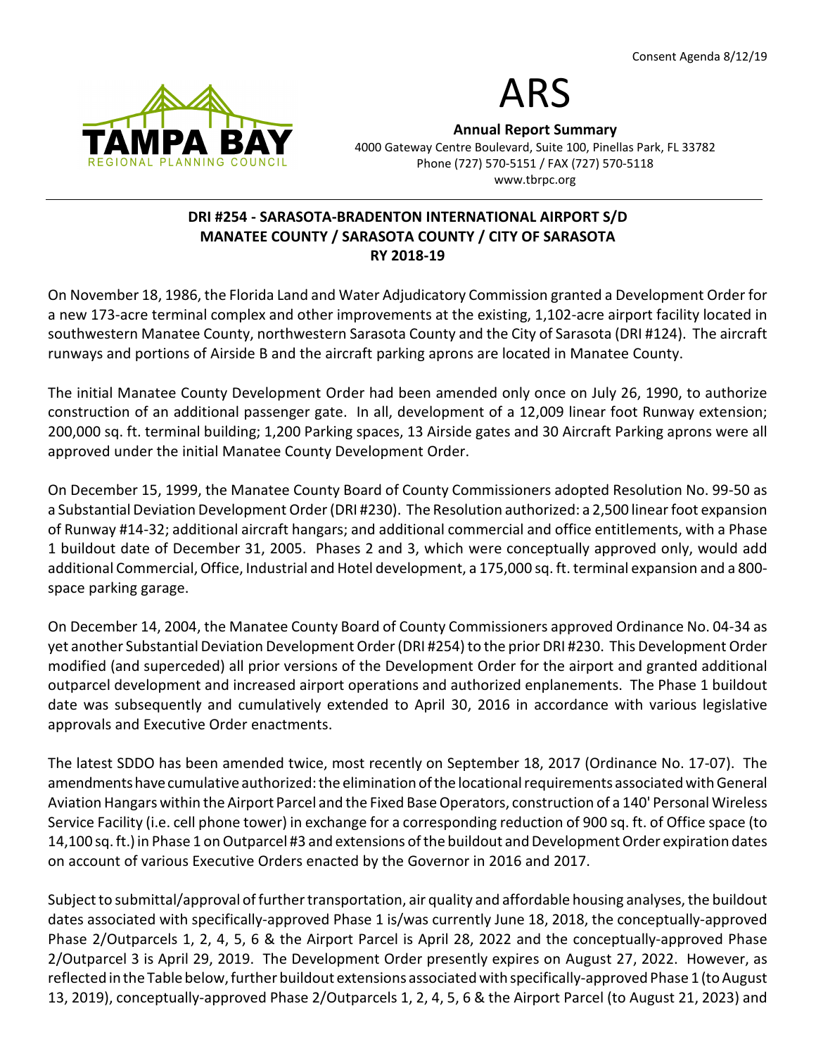Consent Agenda 8/12/19

# ARS

**Annual Report Summary**

4000 Gateway Centre Boulevard, Suite 100, Pinellas Park, FL 33782
Phone (727) 570-5151 / FAX (727) 570-5118
www.tbrpc.org

## DRI #254 - SARASOTA-BRADENTON INTERNATIONAL AIRPORT S/D
## MANATEE COUNTY / SARASOTA COUNTY / CITY OF SARASOTA
## RY 2018-19

On November 18, 1986, the Florida Land and Water Adjudicatory Commission granted a Development Order for a new 173-acre terminal complex and other improvements at the existing, 1,102-acre airport facility located in southwestern Manatee County, northwestern Sarasota County and the City of Sarasota (DRI #124). The aircraft runways and portions of Airside B and the aircraft parking aprons are located in Manatee County.

The initial Manatee County Development Order had been amended only once on July 26, 1990, to authorize construction of an additional passenger gate. In all, development of a 12,009 linear foot Runway extension; 200,000 sq. ft. terminal building; 1,200 Parking spaces, 13 Airside gates and 30 Aircraft Parking aprons were all approved under the initial Manatee County Development Order.

On December 15, 1999, the Manatee County Board of County Commissioners adopted Resolution No. 99-50 as a Substantial Deviation Development Order (DRI #230). The Resolution authorized: a 2,500 linear foot expansion of Runway #14-32; additional aircraft hangars; and additional commercial and office entitlements, with a Phase 1 buildout date of December 31, 2005. Phases 2 and 3, which were conceptually approved only, would add additional Commercial, Office, Industrial and Hotel development, a 175,000 sq. ft. terminal expansion and a 800-space parking garage.

On December 14, 2004, the Manatee County Board of County Commissioners approved Ordinance No. 04-34 as yet another Substantial Deviation Development Order (DRI #254) to the prior DRI #230. This Development Order modified (and superceded) all prior versions of the Development Order for the airport and granted additional outparcel development and increased airport operations and authorized enplanements. The Phase 1 buildout date was subsequently and cumulatively extended to April 30, 2016 in accordance with various legislative approvals and Executive Order enactments.

The latest SDDO has been amended twice, most recently on September 18, 2017 (Ordinance No. 17-07). The amendments have cumulative authorized: the elimination of the locational requirements associated with General Aviation Hangars within the Airport Parcel and the Fixed Base Operators, construction of a 140' Personal Wireless Service Facility (i.e. cell phone tower) in exchange for a corresponding reduction of 900 sq. ft. of Office space (to 14,100 sq. ft.) in Phase 1 on Outparcel #3 and extensions of the buildout and Development Order expiration dates on account of various Executive Orders enacted by the Governor in 2016 and 2017.

Subject to submittal/approval of further transportation, air quality and affordable housing analyses, the buildout dates associated with specifically-approved Phase 1 is/was currently June 18, 2018, the conceptually-approved Phase 2/Outparcels 1, 2, 4, 5, 6 & the Airport Parcel is April 28, 2022 and the conceptually-approved Phase 2/Outparcel 3 is April 29, 2019. The Development Order presently expires on August 27, 2022. However, as reflected in the Table below, further buildout extensions associated with specifically-approved Phase 1 (to August 13, 2019), conceptually-approved Phase 2/Outparcels 1, 2, 4, 5, 6 & the Airport Parcel (to August 21, 2023) and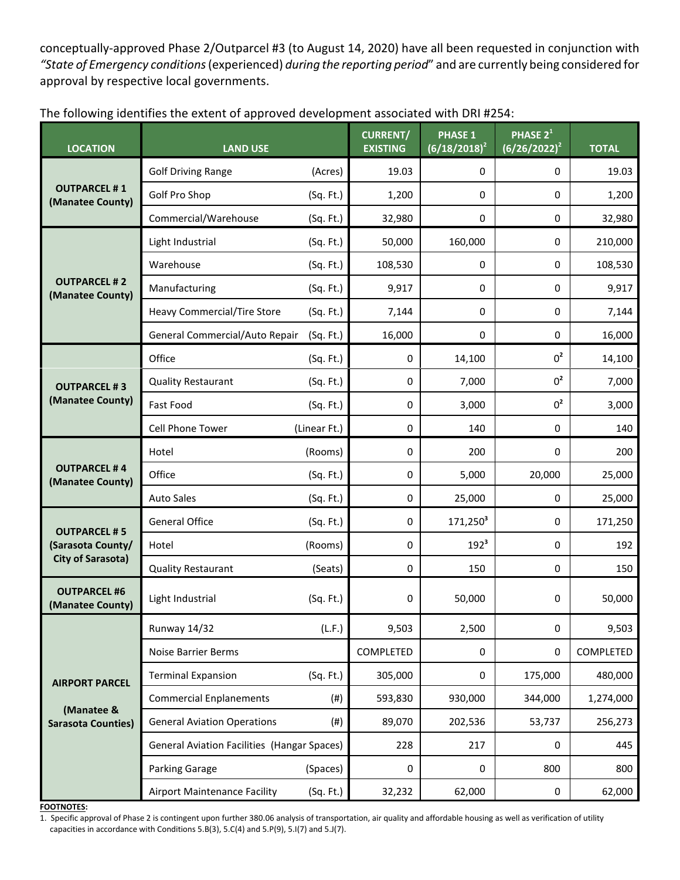conceptually-approved Phase 2/Outparcel #3 (to August 14, 2020) have all been requested in conjunction with *"State of Emergency conditions* (experienced) *during the reporting period*" and are currently being considered for approval by respective local governments.

The following identifies the extent of approved development associated with DRI #254:

| LOCATION | LAND USE | | CURRENT/ EXISTING | PHASE 1 (6/18/2018)[2] | PHASE 2[1] (6/26/2022)[2] | TOTAL |
|---|---|---|---|---|---|---|
| **OUTPARCEL # 1 (Manatee County)** | Golf Driving Range | (Acres) | 19.03 | 0 | 0 | 19.03 |
| | Golf Pro Shop | (Sq. Ft.) | 1,200 | 0 | 0 | 1,200 |
| | Commercial/Warehouse | (Sq. Ft.) | 32,980 | 0 | 0 | 32,980 |
| **OUTPARCEL # 2 (Manatee County)** | Light Industrial | (Sq. Ft.) | 50,000 | 160,000 | 0 | 210,000 |
| | Warehouse | (Sq. Ft.) | 108,530 | 0 | 0 | 108,530 |
| | Manufacturing | (Sq. Ft.) | 9,917 | 0 | 0 | 9,917 |
| | Heavy Commercial/Tire Store | (Sq. Ft.) | 7,144 | 0 | 0 | 7,144 |
| | General Commercial/Auto Repair | (Sq. Ft.) | 16,000 | 0 | 0 | 16,000 |
| **OUTPARCEL # 3 (Manatee County)** | Office | (Sq. Ft.) | 0 | 14,100 | 0[2] | 14,100 |
| | Quality Restaurant | (Sq. Ft.) | 0 | 7,000 | 0[2] | 7,000 |
| | Fast Food | (Sq. Ft.) | 0 | 3,000 | 0[2] | 3,000 |
| | Cell Phone Tower | (Linear Ft.) | 0 | 140 | 0 | 140 |
| **OUTPARCEL # 4 (Manatee County)** | Hotel | (Rooms) | 0 | 200 | 0 | 200 |
| | Office | (Sq. Ft.) | 0 | 5,000 | 20,000 | 25,000 |
| | Auto Sales | (Sq. Ft.) | 0 | 25,000 | 0 | 25,000 |
| **OUTPARCEL # 5 (Sarasota County/ City of Sarasota)** | General Office | (Sq. Ft.) | 0 | 171,250[3] | 0 | 171,250 |
| | Hotel | (Rooms) | 0 | 192[3] | 0 | 192 |
| | Quality Restaurant | (Seats) | 0 | 150 | 0 | 150 |
| **OUTPARCEL #6 (Manatee County)** | Light Industrial | (Sq. Ft.) | 0 | 50,000 | 0 | 50,000 |
| **AIRPORT PARCEL (Manatee & Sarasota Counties)** | Runway 14/32 | (L.F.) | 9,503 | 2,500 | 0 | 9,503 |
| | Noise Barrier Berms | | COMPLETED | 0 | 0 | COMPLETED |
| | Terminal Expansion | (Sq. Ft.) | 305,000 | 0 | 175,000 | 480,000 |
| | Commercial Enplanements | (#) | 593,830 | 930,000 | 344,000 | 1,274,000 |
| | General Aviation Operations | (#) | 89,070 | 202,536 | 53,737 | 256,273 |
| | General Aviation Facilities (Hangar Spaces) | | 228 | 217 | 0 | 445 |
| | Parking Garage | (Spaces) | 0 | 0 | 800 | 800 |
| | Airport Maintenance Facility | (Sq. Ft.) | 32,232 | 62,000 | 0 | 62,000 |

**FOOTNOTES:**

1. Specific approval of Phase 2 is contingent upon further 380.06 analysis of transportation, air quality and affordable housing as well as verification of utility capacities in accordance with Conditions 5.B(3), 5.C(4) and 5.P(9), 5.I(7) and 5.J(7).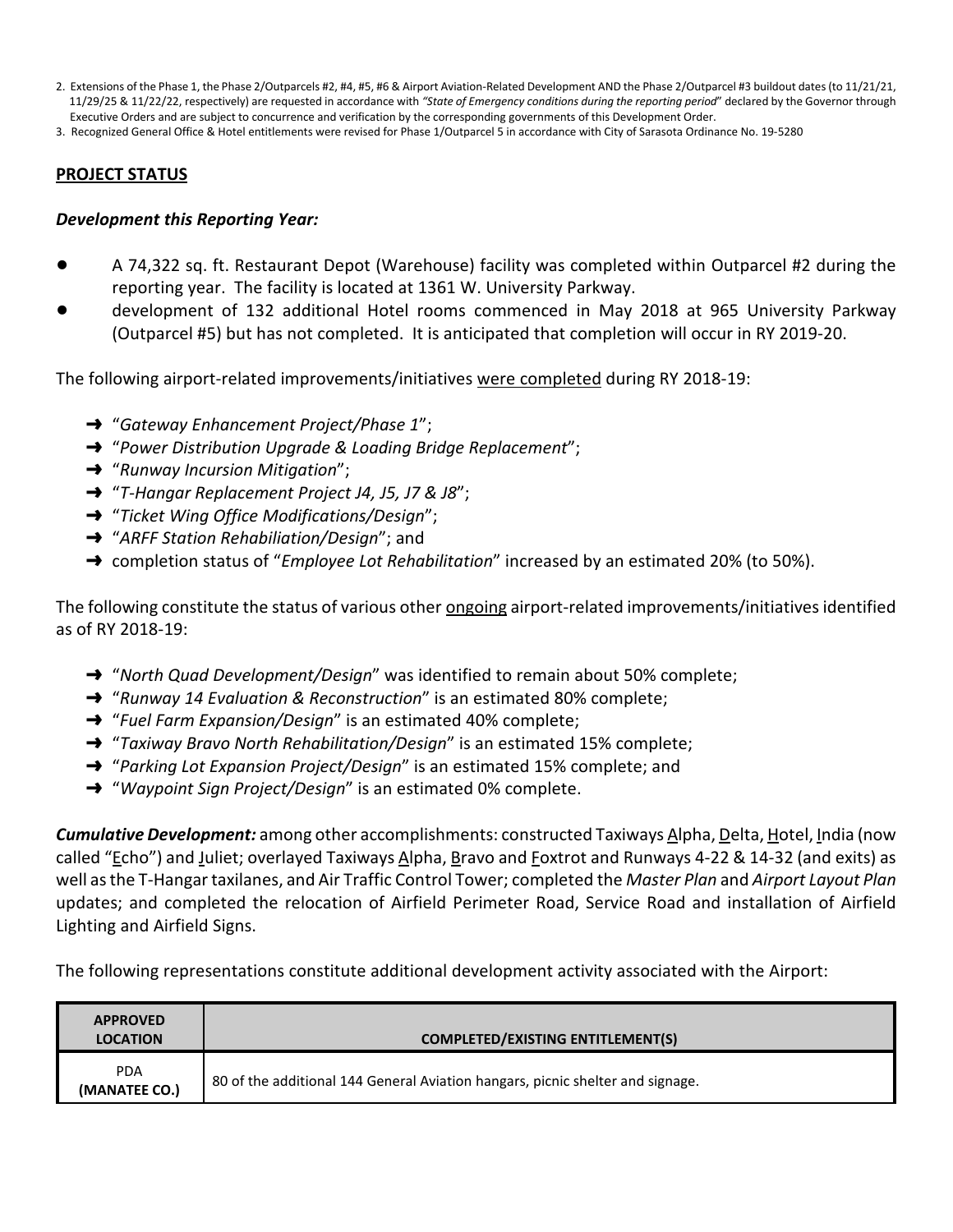2. Extensions of the Phase 1, the Phase 2/Outparcels #2, #4, #5, #6 & Airport Aviation-Related Development AND the Phase 2/Outparcel #3 buildout dates (to 11/21/21, 11/29/25 & 11/22/22, respectively) are requested in accordance with *"State of Emergency conditions during the reporting period"* declared by the Governor through Executive Orders and are subject to concurrence and verification by the corresponding governments of this Development Order.
3. Recognized General Office & Hotel entitlements were revised for Phase 1/Outparcel 5 in accordance with City of Sarasota Ordinance No. 19-5280

## PROJECT STATUS

### *Development this Reporting Year:*

- A 74,322 sq. ft. Restaurant Depot (Warehouse) facility was completed within Outparcel #2 during the reporting year. The facility is located at 1361 W. University Parkway.
- development of 132 additional Hotel rooms commenced in May 2018 at 965 University Parkway (Outparcel #5) but has not completed. It is anticipated that completion will occur in RY 2019-20.

The following airport-related improvements/initiatives were completed during RY 2018-19:

- ➜ "*Gateway Enhancement Project/Phase 1*";
- ➜ "*Power Distribution Upgrade & Loading Bridge Replacement*";
- ➜ "*Runway Incursion Mitigation*";
- ➜ "*T-Hangar Replacement Project J4, J5, J7 & J8*";
- ➜ "*Ticket Wing Office Modifications/Design*";
- ➜ "*ARFF Station Rehabiliation/Design*"; and
- ➜ completion status of "*Employee Lot Rehabilitation*" increased by an estimated 20% (to 50%).

The following constitute the status of various other ongoing airport-related improvements/initiatives identified as of RY 2018-19:

- ➜ "*North Quad Development/Design*" was identified to remain about 50% complete;
- ➜ "*Runway 14 Evaluation & Reconstruction*" is an estimated 80% complete;
- ➜ "*Fuel Farm Expansion/Design*" is an estimated 40% complete;
- ➜ "*Taxiway Bravo North Rehabilitation/Design*" is an estimated 15% complete;
- ➜ "*Parking Lot Expansion Project/Design*" is an estimated 15% complete; and
- ➜ "*Waypoint Sign Project/Design*" is an estimated 0% complete.

***Cumulative Development:*** among other accomplishments: constructed Taxiways Alpha, Delta, Hotel, India (now called "Echo") and Juliet; overlayed Taxiways Alpha, Bravo and Foxtrot and Runways 4-22 & 14-32 (and exits) as well as the T-Hangar taxilanes, and Air Traffic Control Tower; completed the *Master Plan* and *Airport Layout Plan* updates; and completed the relocation of Airfield Perimeter Road, Service Road and installation of Airfield Lighting and Airfield Signs.

The following representations constitute additional development activity associated with the Airport:

| APPROVED LOCATION | COMPLETED/EXISTING ENTITLEMENT(S) |
|---|---|
| PDA (MANATEE CO.) | 80 of the additional 144 General Aviation hangars, picnic shelter and signage. |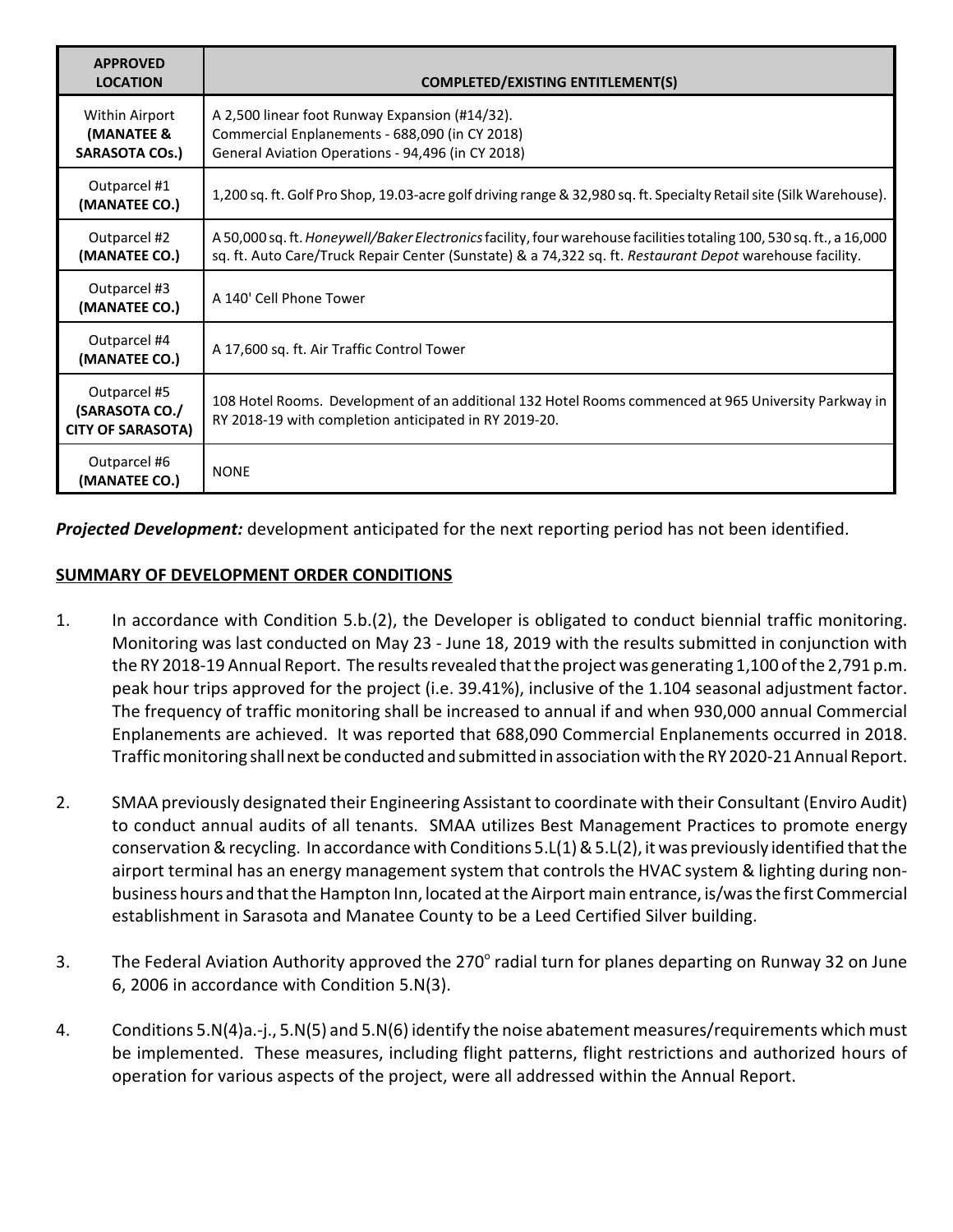| **APPROVED LOCATION** | **COMPLETED/EXISTING ENTITLEMENT(S)** |
|---|---|
| Within Airport **(MANATEE & SARASOTA COs.)** | A 2,500 linear foot Runway Expansion (#14/32).<br>Commercial Enplanements - 688,090 (in CY 2018)<br>General Aviation Operations - 94,496 (in CY 2018) |
| Outparcel #1 **(MANATEE CO.)** | 1,200 sq. ft. Golf Pro Shop, 19.03-acre golf driving range & 32,980 sq. ft. Specialty Retail site (Silk Warehouse). |
| Outparcel #2 **(MANATEE CO.)** | A 50,000 sq. ft. *Honeywell/Baker Electronics* facility, four warehouse facilities totaling 100, 530 sq. ft., a 16,000 sq. ft. Auto Care/Truck Repair Center (Sunstate) & a 74,322 sq. ft. *Restaurant Depot* warehouse facility. |
| Outparcel #3 **(MANATEE CO.)** | A 140' Cell Phone Tower |
| Outparcel #4 **(MANATEE CO.)** | A 17,600 sq. ft. Air Traffic Control Tower |
| Outparcel #5 **(SARASOTA CO./ CITY OF SARASOTA)** | 108 Hotel Rooms. Development of an additional 132 Hotel Rooms commenced at 965 University Parkway in RY 2018-19 with completion anticipated in RY 2019-20. |
| Outparcel #6 **(MANATEE CO.)** | NONE |

***Projected Development:*** development anticipated for the next reporting period has not been identified.

**SUMMARY OF DEVELOPMENT ORDER CONDITIONS**

1. In accordance with Condition 5.b.(2), the Developer is obligated to conduct biennial traffic monitoring. Monitoring was last conducted on May 23 - June 18, 2019 with the results submitted in conjunction with the RY 2018-19 Annual Report. The results revealed that the project was generating 1,100 of the 2,791 p.m. peak hour trips approved for the project (i.e. 39.41%), inclusive of the 1.104 seasonal adjustment factor. The frequency of traffic monitoring shall be increased to annual if and when 930,000 annual Commercial Enplanements are achieved. It was reported that 688,090 Commercial Enplanements occurred in 2018. Traffic monitoring shall next be conducted and submitted in association with the RY 2020-21 Annual Report.

2. SMAA previously designated their Engineering Assistant to coordinate with their Consultant (Enviro Audit) to conduct annual audits of all tenants. SMAA utilizes Best Management Practices to promote energy conservation & recycling. In accordance with Conditions 5.L(1) & 5.L(2), it was previously identified that the airport terminal has an energy management system that controls the HVAC system & lighting during non-business hours and that the Hampton Inn, located at the Airport main entrance, is/was the first Commercial establishment in Sarasota and Manatee County to be a Leed Certified Silver building.

3. The Federal Aviation Authority approved the 270° radial turn for planes departing on Runway 32 on June 6, 2006 in accordance with Condition 5.N(3).

4. Conditions 5.N(4)a.-j., 5.N(5) and 5.N(6) identify the noise abatement measures/requirements which must be implemented. These measures, including flight patterns, flight restrictions and authorized hours of operation for various aspects of the project, were all addressed within the Annual Report.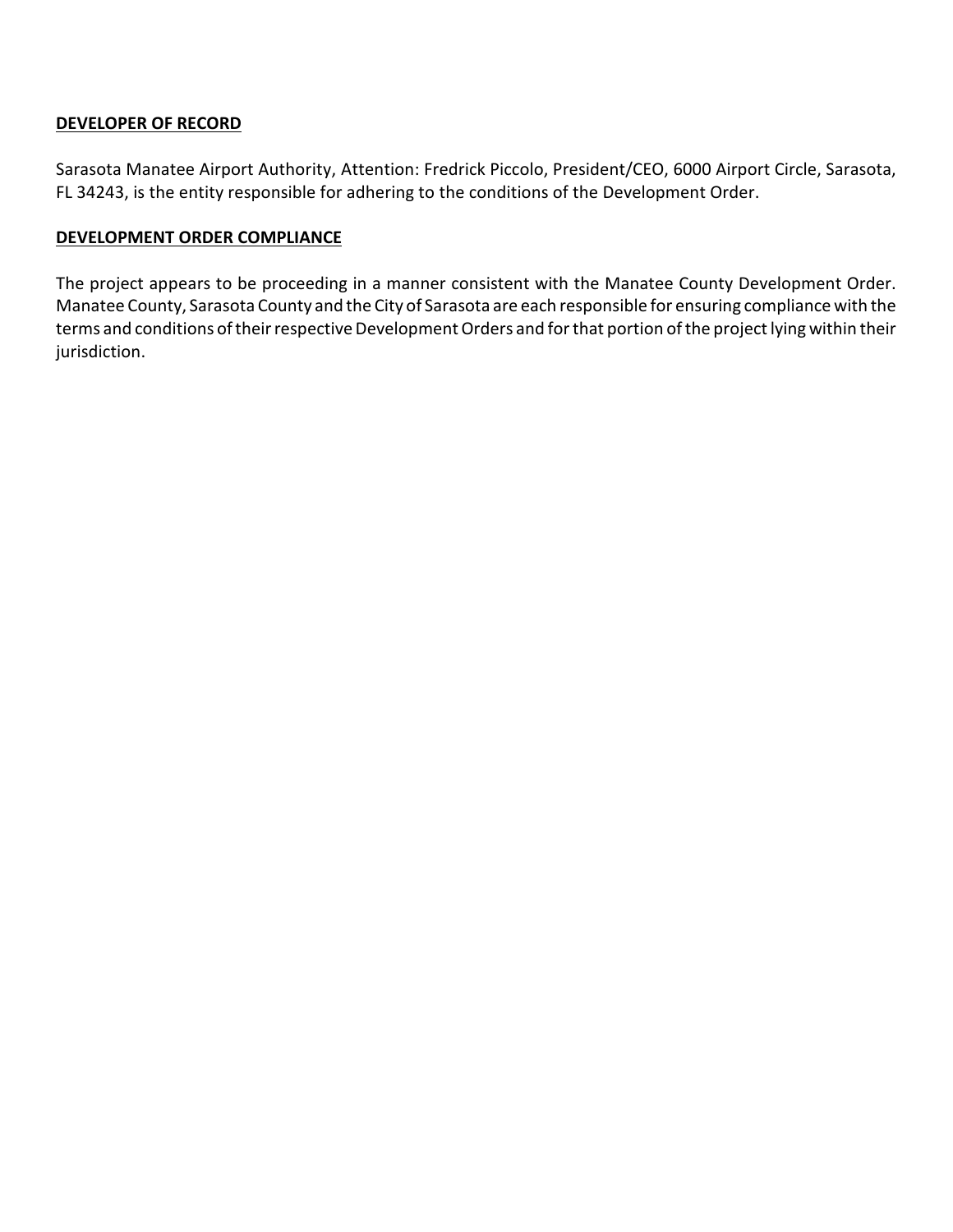**DEVELOPER OF RECORD**

Sarasota Manatee Airport Authority, Attention: Fredrick Piccolo, President/CEO, 6000 Airport Circle, Sarasota, FL 34243, is the entity responsible for adhering to the conditions of the Development Order.

**DEVELOPMENT ORDER COMPLIANCE**

The project appears to be proceeding in a manner consistent with the Manatee County Development Order. Manatee County, Sarasota County and the City of Sarasota are each responsible for ensuring compliance with the terms and conditions of their respective Development Orders and for that portion of the project lying within their jurisdiction.